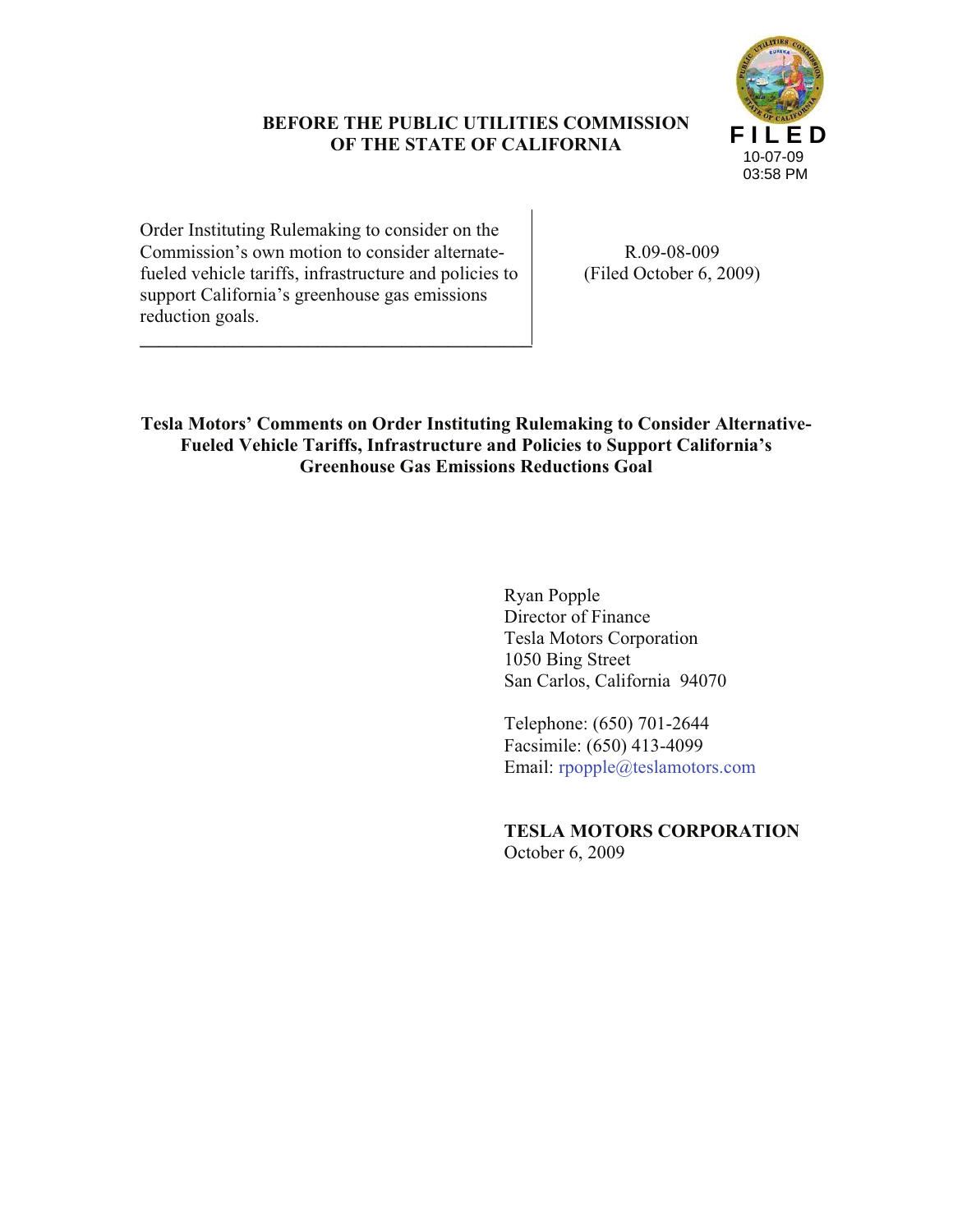**BEFORE THE PUBLIC UTILITIES COMMISSION OF THE STATE OF CALIFORNIA**

FILED
10-07-09
03:58 PM

| | |
|---|---|
| Order Instituting Rulemaking to consider on the Commission's own motion to consider alternate-fueled vehicle tariffs, infrastructure and policies to support California's greenhouse gas emissions reduction goals. | R.09-08-009 (Filed October 6, 2009) |

**Tesla Motors' Comments on Order Instituting Rulemaking to Consider Alternative-Fueled Vehicle Tariffs, Infrastructure and Policies to Support California's Greenhouse Gas Emissions Reductions Goal**

Ryan Popple
Director of Finance
Tesla Motors Corporation
1050 Bing Street
San Carlos, California 94070

Telephone: (650) 701-2644
Facsimile: (650) 413-4099
Email: rpopple@teslamotors.com

**TESLA MOTORS CORPORATION**
October 6, 2009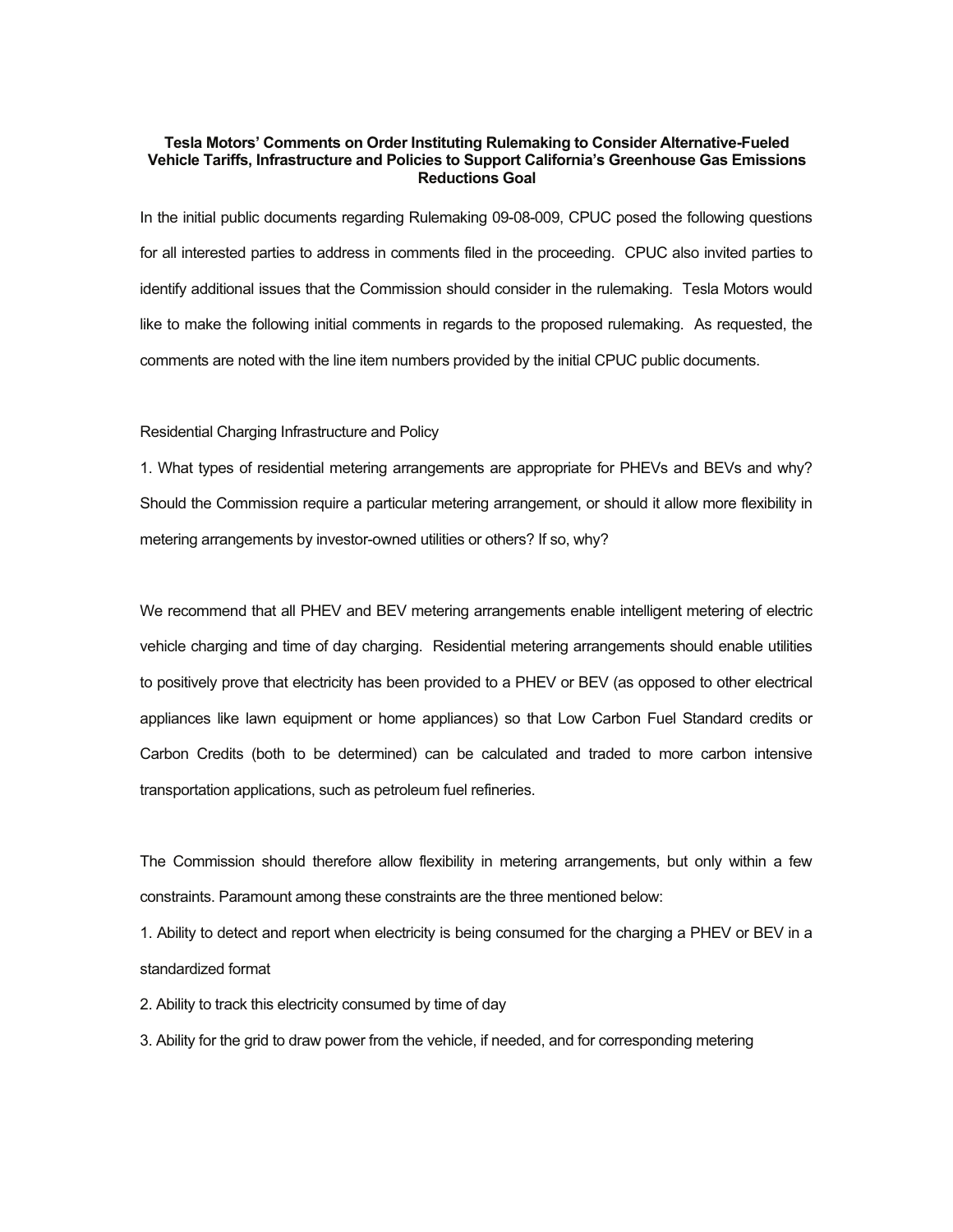**Tesla Motors' Comments on Order Instituting Rulemaking to Consider Alternative-Fueled Vehicle Tariffs, Infrastructure and Policies to Support California's Greenhouse Gas Emissions Reductions Goal**

In the initial public documents regarding Rulemaking 09-08-009, CPUC posed the following questions for all interested parties to address in comments filed in the proceeding. CPUC also invited parties to identify additional issues that the Commission should consider in the rulemaking. Tesla Motors would like to make the following initial comments in regards to the proposed rulemaking. As requested, the comments are noted with the line item numbers provided by the initial CPUC public documents.

Residential Charging Infrastructure and Policy

1. What types of residential metering arrangements are appropriate for PHEVs and BEVs and why? Should the Commission require a particular metering arrangement, or should it allow more flexibility in metering arrangements by investor-owned utilities or others? If so, why?

We recommend that all PHEV and BEV metering arrangements enable intelligent metering of electric vehicle charging and time of day charging. Residential metering arrangements should enable utilities to positively prove that electricity has been provided to a PHEV or BEV (as opposed to other electrical appliances like lawn equipment or home appliances) so that Low Carbon Fuel Standard credits or Carbon Credits (both to be determined) can be calculated and traded to more carbon intensive transportation applications, such as petroleum fuel refineries.

The Commission should therefore allow flexibility in metering arrangements, but only within a few constraints. Paramount among these constraints are the three mentioned below:

1. Ability to detect and report when electricity is being consumed for the charging a PHEV or BEV in a standardized format
2. Ability to track this electricity consumed by time of day
3. Ability for the grid to draw power from the vehicle, if needed, and for corresponding metering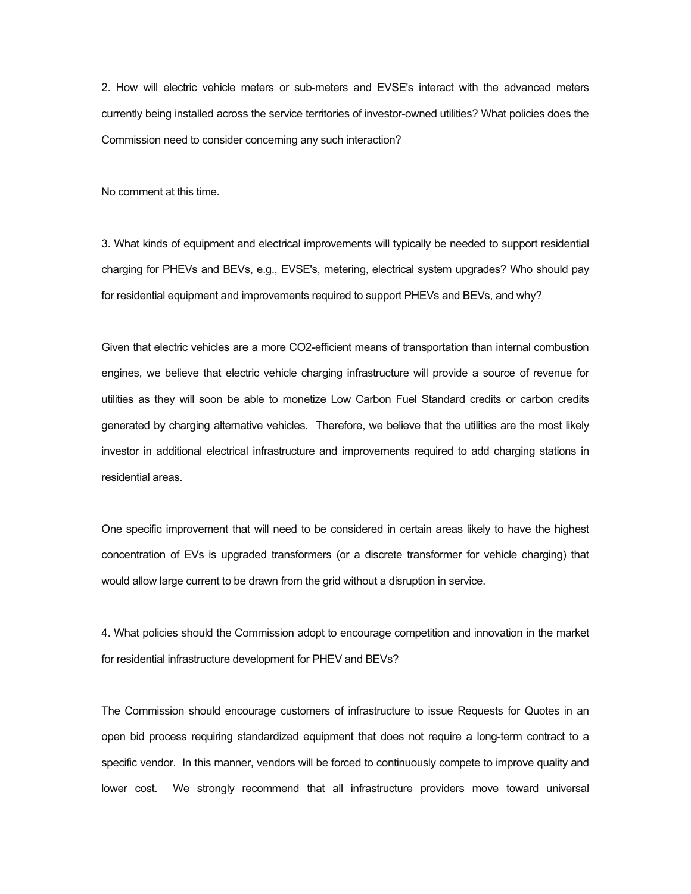2. How will electric vehicle meters or sub-meters and EVSE's interact with the advanced meters currently being installed across the service territories of investor-owned utilities? What policies does the Commission need to consider concerning any such interaction?

No comment at this time.

3. What kinds of equipment and electrical improvements will typically be needed to support residential charging for PHEVs and BEVs, e.g., EVSE's, metering, electrical system upgrades? Who should pay for residential equipment and improvements required to support PHEVs and BEVs, and why?

Given that electric vehicles are a more $CO_2$-efficient means of transportation than internal combustion engines, we believe that electric vehicle charging infrastructure will provide a source of revenue for utilities as they will soon be able to monetize Low Carbon Fuel Standard credits or carbon credits generated by charging alternative vehicles. Therefore, we believe that the utilities are the most likely investor in additional electrical infrastructure and improvements required to add charging stations in residential areas.

One specific improvement that will need to be considered in certain areas likely to have the highest concentration of EVs is upgraded transformers (or a discrete transformer for vehicle charging) that would allow large current to be drawn from the grid without a disruption in service.

4. What policies should the Commission adopt to encourage competition and innovation in the market for residential infrastructure development for PHEV and BEVs?

The Commission should encourage customers of infrastructure to issue Requests for Quotes in an open bid process requiring standardized equipment that does not require a long-term contract to a specific vendor. In this manner, vendors will be forced to continuously compete to improve quality and lower cost. We strongly recommend that all infrastructure providers move toward universal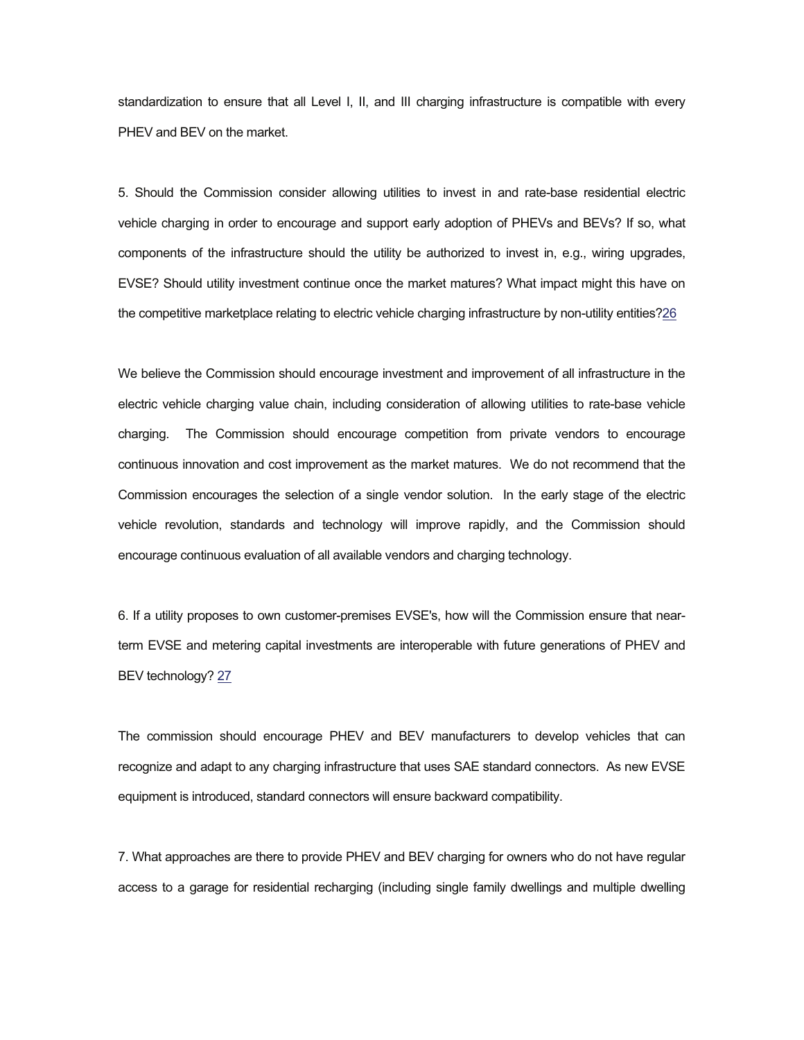standardization to ensure that all Level I, II, and III charging infrastructure is compatible with every PHEV and BEV on the market.

5. Should the Commission consider allowing utilities to invest in and rate-base residential electric vehicle charging in order to encourage and support early adoption of PHEVs and BEVs? If so, what components of the infrastructure should the utility be authorized to invest in, e.g., wiring upgrades, EVSE? Should utility investment continue once the market matures? What impact might this have on the competitive marketplace relating to electric vehicle charging infrastructure by non-utility entities?[26]

We believe the Commission should encourage investment and improvement of all infrastructure in the electric vehicle charging value chain, including consideration of allowing utilities to rate-base vehicle charging. The Commission should encourage competition from private vendors to encourage continuous innovation and cost improvement as the market matures. We do not recommend that the Commission encourages the selection of a single vendor solution. In the early stage of the electric vehicle revolution, standards and technology will improve rapidly, and the Commission should encourage continuous evaluation of all available vendors and charging technology.

6. If a utility proposes to own customer-premises EVSE's, how will the Commission ensure that near-term EVSE and metering capital investments are interoperable with future generations of PHEV and BEV technology? [27]

The commission should encourage PHEV and BEV manufacturers to develop vehicles that can recognize and adapt to any charging infrastructure that uses SAE standard connectors. As new EVSE equipment is introduced, standard connectors will ensure backward compatibility.

7. What approaches are there to provide PHEV and BEV charging for owners who do not have regular access to a garage for residential recharging (including single family dwellings and multiple dwelling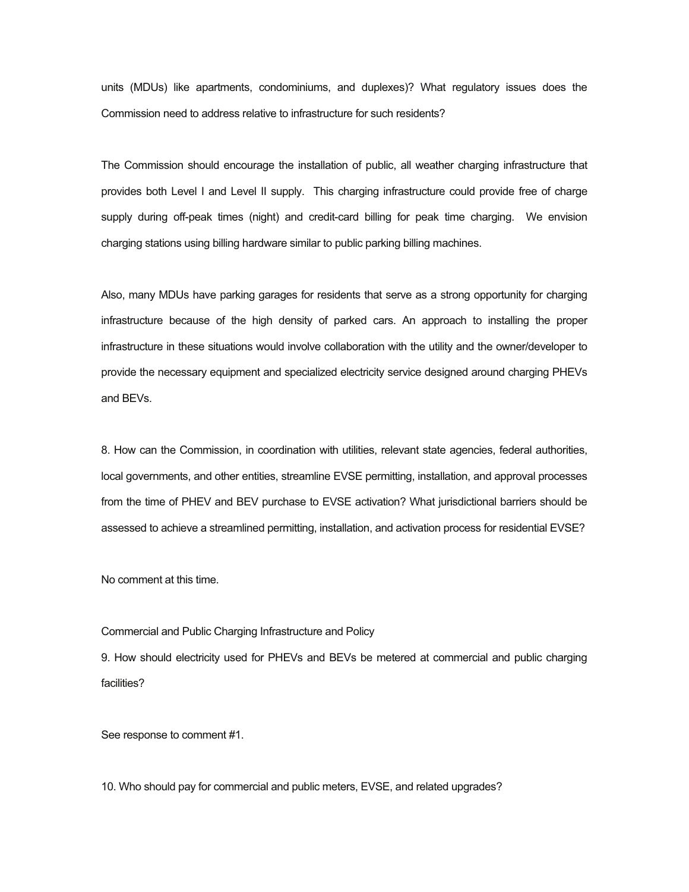units (MDUs) like apartments, condominiums, and duplexes)? What regulatory issues does the Commission need to address relative to infrastructure for such residents?

The Commission should encourage the installation of public, all weather charging infrastructure that provides both Level I and Level II supply. This charging infrastructure could provide free of charge supply during off-peak times (night) and credit-card billing for peak time charging. We envision charging stations using billing hardware similar to public parking billing machines.

Also, many MDUs have parking garages for residents that serve as a strong opportunity for charging infrastructure because of the high density of parked cars. An approach to installing the proper infrastructure in these situations would involve collaboration with the utility and the owner/developer to provide the necessary equipment and specialized electricity service designed around charging PHEVs and BEVs.

8. How can the Commission, in coordination with utilities, relevant state agencies, federal authorities, local governments, and other entities, streamline EVSE permitting, installation, and approval processes from the time of PHEV and BEV purchase to EVSE activation? What jurisdictional barriers should be assessed to achieve a streamlined permitting, installation, and activation process for residential EVSE?

No comment at this time.

## Commercial and Public Charging Infrastructure and Policy

9. How should electricity used for PHEVs and BEVs be metered at commercial and public charging facilities?

See response to comment #1.

10. Who should pay for commercial and public meters, EVSE, and related upgrades?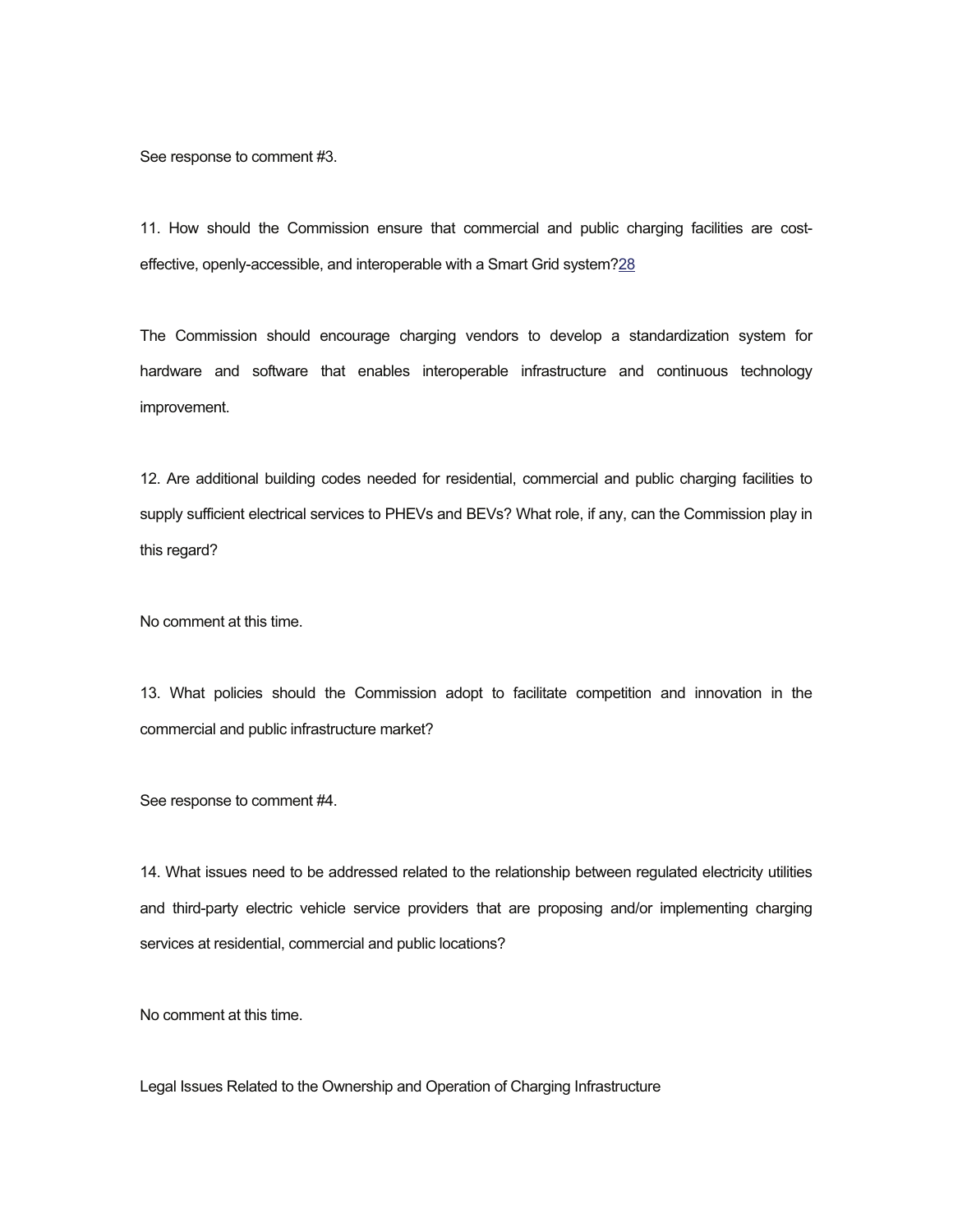See response to comment #3.

11. How should the Commission ensure that commercial and public charging facilities are cost-effective, openly-accessible, and interoperable with a Smart Grid system?[28]

The Commission should encourage charging vendors to develop a standardization system for hardware and software that enables interoperable infrastructure and continuous technology improvement.

12. Are additional building codes needed for residential, commercial and public charging facilities to supply sufficient electrical services to PHEVs and BEVs? What role, if any, can the Commission play in this regard?

No comment at this time.

13. What policies should the Commission adopt to facilitate competition and innovation in the commercial and public infrastructure market?

See response to comment #4.

14. What issues need to be addressed related to the relationship between regulated electricity utilities and third-party electric vehicle service providers that are proposing and/or implementing charging services at residential, commercial and public locations?

No comment at this time.

Legal Issues Related to the Ownership and Operation of Charging Infrastructure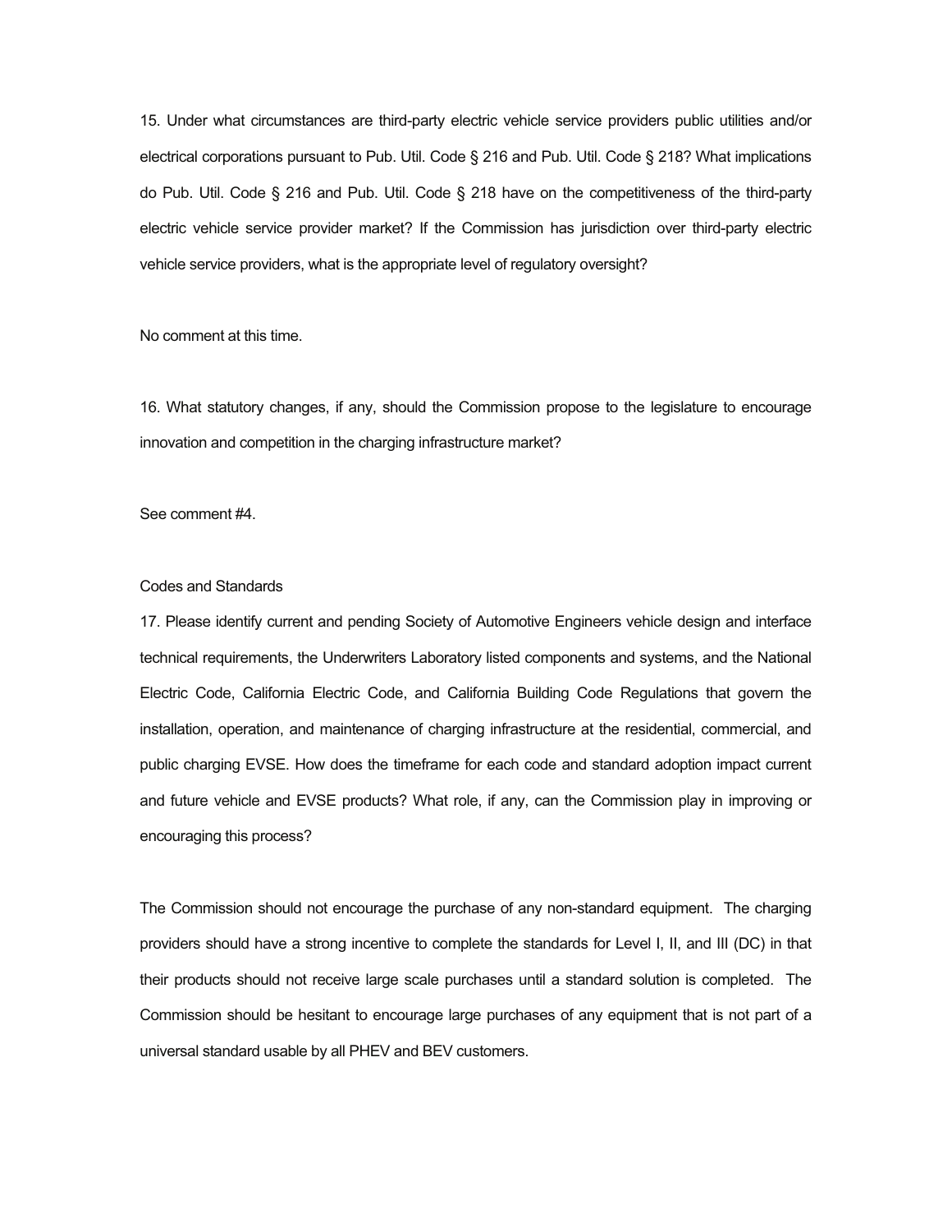15. Under what circumstances are third-party electric vehicle service providers public utilities and/or electrical corporations pursuant to Pub. Util. Code § 216 and Pub. Util. Code § 218? What implications do Pub. Util. Code § 216 and Pub. Util. Code § 218 have on the competitiveness of the third-party electric vehicle service provider market? If the Commission has jurisdiction over third-party electric vehicle service providers, what is the appropriate level of regulatory oversight?

No comment at this time.

16. What statutory changes, if any, should the Commission propose to the legislature to encourage innovation and competition in the charging infrastructure market?

See comment #4.

Codes and Standards

17. Please identify current and pending Society of Automotive Engineers vehicle design and interface technical requirements, the Underwriters Laboratory listed components and systems, and the National Electric Code, California Electric Code, and California Building Code Regulations that govern the installation, operation, and maintenance of charging infrastructure at the residential, commercial, and public charging EVSE. How does the timeframe for each code and standard adoption impact current and future vehicle and EVSE products? What role, if any, can the Commission play in improving or encouraging this process?

The Commission should not encourage the purchase of any non-standard equipment. The charging providers should have a strong incentive to complete the standards for Level I, II, and III (DC) in that their products should not receive large scale purchases until a standard solution is completed. The Commission should be hesitant to encourage large purchases of any equipment that is not part of a universal standard usable by all PHEV and BEV customers.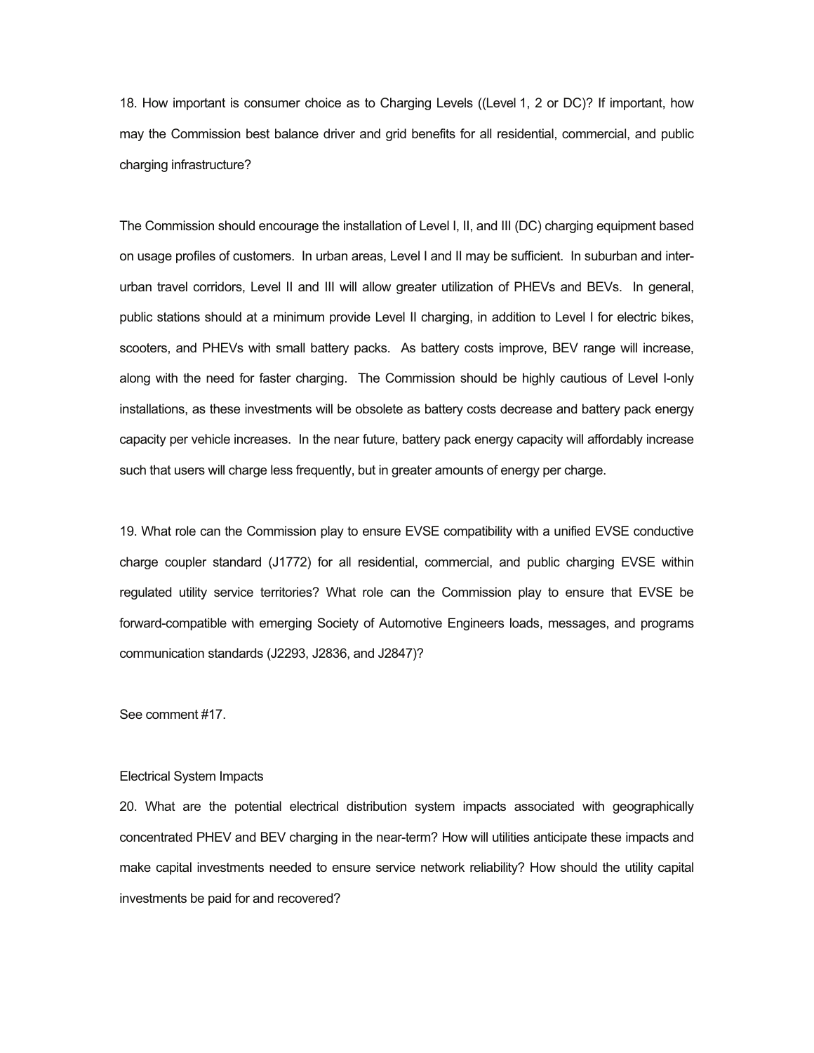18. How important is consumer choice as to Charging Levels ((Level 1, 2 or DC)? If important, how may the Commission best balance driver and grid benefits for all residential, commercial, and public charging infrastructure?

The Commission should encourage the installation of Level I, II, and III (DC) charging equipment based on usage profiles of customers. In urban areas, Level I and II may be sufficient. In suburban and inter-urban travel corridors, Level II and III will allow greater utilization of PHEVs and BEVs. In general, public stations should at a minimum provide Level II charging, in addition to Level I for electric bikes, scooters, and PHEVs with small battery packs. As battery costs improve, BEV range will increase, along with the need for faster charging. The Commission should be highly cautious of Level I-only installations, as these investments will be obsolete as battery costs decrease and battery pack energy capacity per vehicle increases. In the near future, battery pack energy capacity will affordably increase such that users will charge less frequently, but in greater amounts of energy per charge.

19. What role can the Commission play to ensure EVSE compatibility with a unified EVSE conductive charge coupler standard (J1772) for all residential, commercial, and public charging EVSE within regulated utility service territories? What role can the Commission play to ensure that EVSE be forward-compatible with emerging Society of Automotive Engineers loads, messages, and programs communication standards (J2293, J2836, and J2847)?

See comment #17.

Electrical System Impacts

20. What are the potential electrical distribution system impacts associated with geographically concentrated PHEV and BEV charging in the near-term? How will utilities anticipate these impacts and make capital investments needed to ensure service network reliability? How should the utility capital investments be paid for and recovered?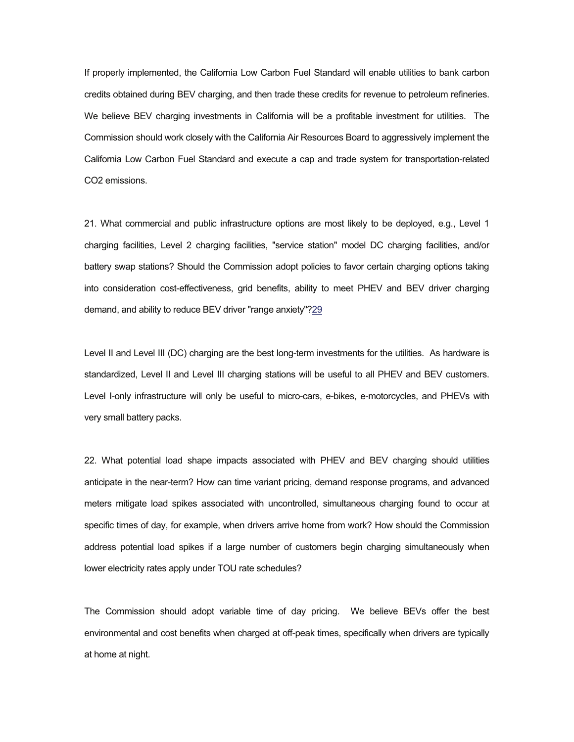If properly implemented, the California Low Carbon Fuel Standard will enable utilities to bank carbon credits obtained during BEV charging, and then trade these credits for revenue to petroleum refineries. We believe BEV charging investments in California will be a profitable investment for utilities. The Commission should work closely with the California Air Resources Board to aggressively implement the California Low Carbon Fuel Standard and execute a cap and trade system for transportation-related $CO_2$ emissions.

21. What commercial and public infrastructure options are most likely to be deployed, e.g., Level 1 charging facilities, Level 2 charging facilities, "service station" model DC charging facilities, and/or battery swap stations? Should the Commission adopt policies to favor certain charging options taking into consideration cost-effectiveness, grid benefits, ability to meet PHEV and BEV driver charging demand, and ability to reduce BEV driver "range anxiety"?29

Level II and Level III (DC) charging are the best long-term investments for the utilities. As hardware is standardized, Level II and Level III charging stations will be useful to all PHEV and BEV customers. Level I-only infrastructure will only be useful to micro-cars, e-bikes, e-motorcycles, and PHEVs with very small battery packs.

22. What potential load shape impacts associated with PHEV and BEV charging should utilities anticipate in the near-term? How can time variant pricing, demand response programs, and advanced meters mitigate load spikes associated with uncontrolled, simultaneous charging found to occur at specific times of day, for example, when drivers arrive home from work? How should the Commission address potential load spikes if a large number of customers begin charging simultaneously when lower electricity rates apply under TOU rate schedules?

The Commission should adopt variable time of day pricing. We believe BEVs offer the best environmental and cost benefits when charged at off-peak times, specifically when drivers are typically at home at night.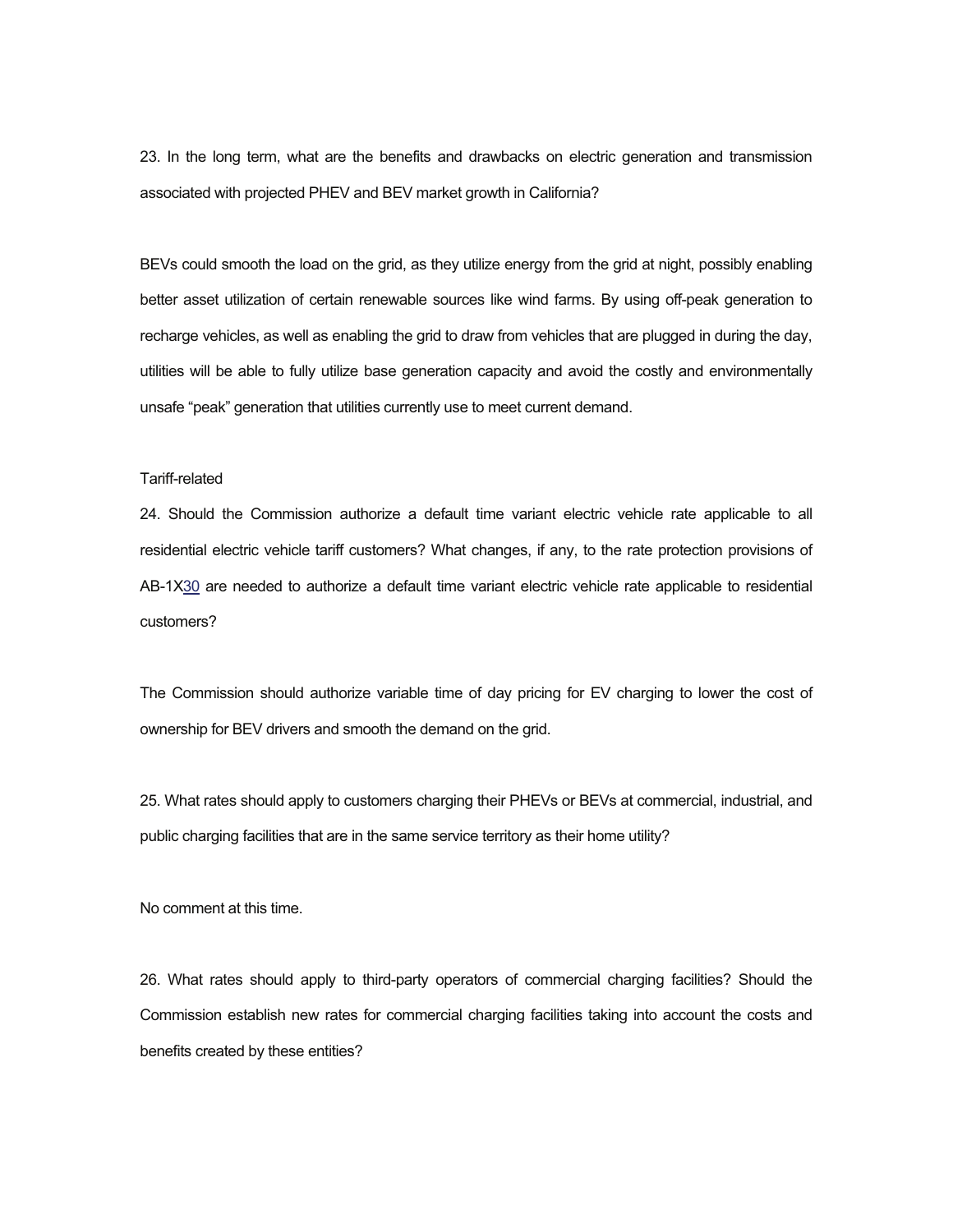23. In the long term, what are the benefits and drawbacks on electric generation and transmission associated with projected PHEV and BEV market growth in California?

BEVs could smooth the load on the grid, as they utilize energy from the grid at night, possibly enabling better asset utilization of certain renewable sources like wind farms. By using off-peak generation to recharge vehicles, as well as enabling the grid to draw from vehicles that are plugged in during the day, utilities will be able to fully utilize base generation capacity and avoid the costly and environmentally unsafe "peak" generation that utilities currently use to meet current demand.

Tariff-related

24. Should the Commission authorize a default time variant electric vehicle rate applicable to all residential electric vehicle tariff customers? What changes, if any, to the rate protection provisions of AB-1X30 are needed to authorize a default time variant electric vehicle rate applicable to residential customers?

The Commission should authorize variable time of day pricing for EV charging to lower the cost of ownership for BEV drivers and smooth the demand on the grid.

25. What rates should apply to customers charging their PHEVs or BEVs at commercial, industrial, and public charging facilities that are in the same service territory as their home utility?

No comment at this time.

26. What rates should apply to third-party operators of commercial charging facilities? Should the Commission establish new rates for commercial charging facilities taking into account the costs and benefits created by these entities?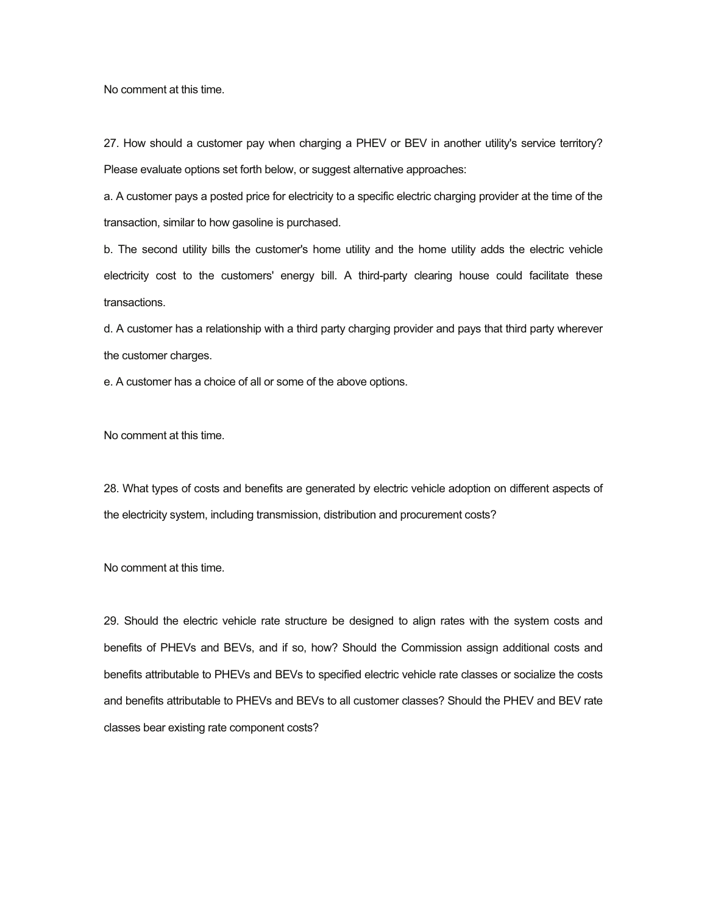No comment at this time.

27. How should a customer pay when charging a PHEV or BEV in another utility's service territory? Please evaluate options set forth below, or suggest alternative approaches:

a. A customer pays a posted price for electricity to a specific electric charging provider at the time of the transaction, similar to how gasoline is purchased.

b. The second utility bills the customer's home utility and the home utility adds the electric vehicle electricity cost to the customers' energy bill. A third-party clearing house could facilitate these transactions.

d. A customer has a relationship with a third party charging provider and pays that third party wherever the customer charges.

e. A customer has a choice of all or some of the above options.

No comment at this time.

28. What types of costs and benefits are generated by electric vehicle adoption on different aspects of the electricity system, including transmission, distribution and procurement costs?

No comment at this time.

29. Should the electric vehicle rate structure be designed to align rates with the system costs and benefits of PHEVs and BEVs, and if so, how? Should the Commission assign additional costs and benefits attributable to PHEVs and BEVs to specified electric vehicle rate classes or socialize the costs and benefits attributable to PHEVs and BEVs to all customer classes? Should the PHEV and BEV rate classes bear existing rate component costs?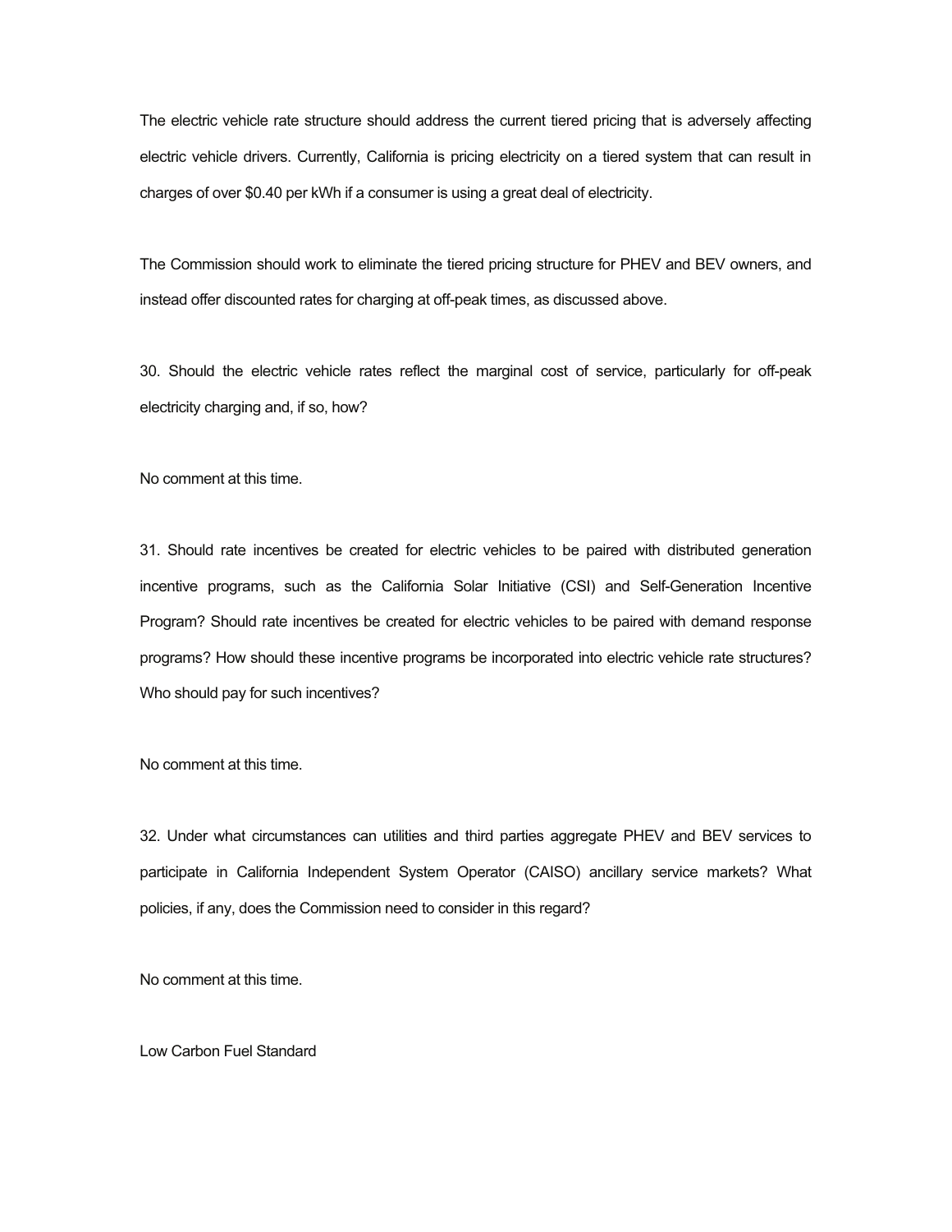The electric vehicle rate structure should address the current tiered pricing that is adversely affecting electric vehicle drivers. Currently, California is pricing electricity on a tiered system that can result in charges of over $0.40 per kWh if a consumer is using a great deal of electricity.

The Commission should work to eliminate the tiered pricing structure for PHEV and BEV owners, and instead offer discounted rates for charging at off-peak times, as discussed above.

30. Should the electric vehicle rates reflect the marginal cost of service, particularly for off-peak electricity charging and, if so, how?

No comment at this time.

31. Should rate incentives be created for electric vehicles to be paired with distributed generation incentive programs, such as the California Solar Initiative (CSI) and Self-Generation Incentive Program? Should rate incentives be created for electric vehicles to be paired with demand response programs? How should these incentive programs be incorporated into electric vehicle rate structures? Who should pay for such incentives?

No comment at this time.

32. Under what circumstances can utilities and third parties aggregate PHEV and BEV services to participate in California Independent System Operator (CAISO) ancillary service markets? What policies, if any, does the Commission need to consider in this regard?

No comment at this time.

Low Carbon Fuel Standard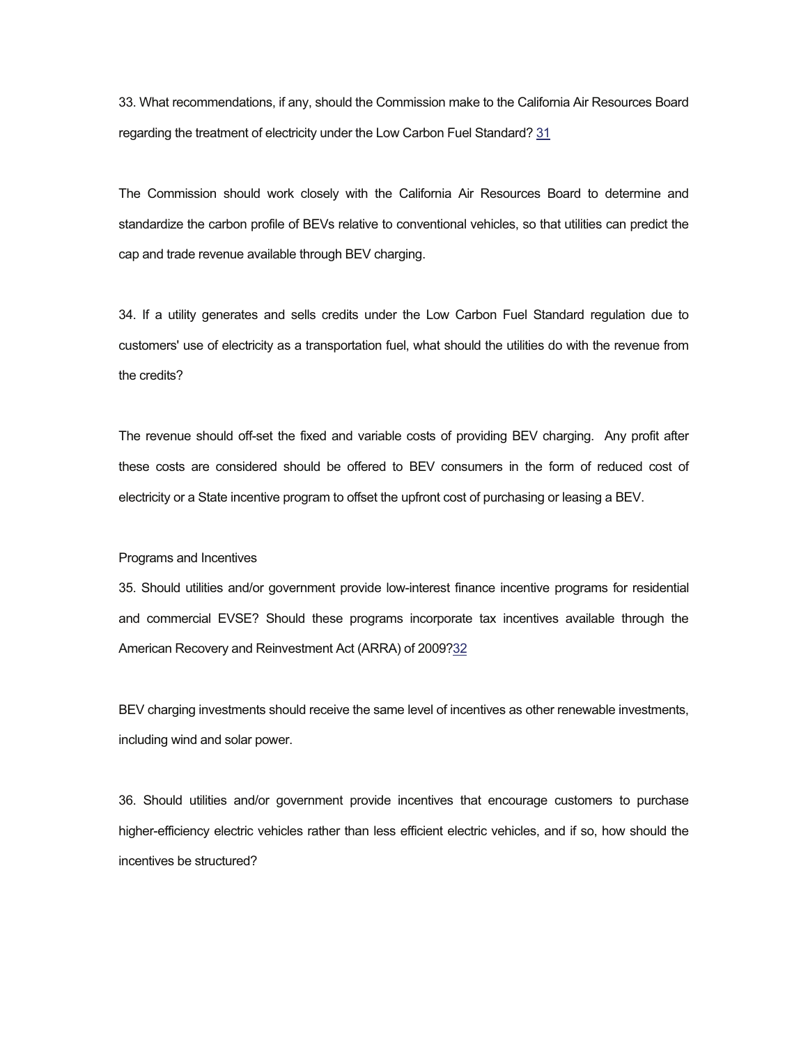33. What recommendations, if any, should the Commission make to the California Air Resources Board regarding the treatment of electricity under the Low Carbon Fuel Standard? [31]

The Commission should work closely with the California Air Resources Board to determine and standardize the carbon profile of BEVs relative to conventional vehicles, so that utilities can predict the cap and trade revenue available through BEV charging.

34. If a utility generates and sells credits under the Low Carbon Fuel Standard regulation due to customers' use of electricity as a transportation fuel, what should the utilities do with the revenue from the credits?

The revenue should off-set the fixed and variable costs of providing BEV charging. Any profit after these costs are considered should be offered to BEV consumers in the form of reduced cost of electricity or a State incentive program to offset the upfront cost of purchasing or leasing a BEV.

Programs and Incentives

35. Should utilities and/or government provide low-interest finance incentive programs for residential and commercial EVSE? Should these programs incorporate tax incentives available through the American Recovery and Reinvestment Act (ARRA) of 2009?[32]

BEV charging investments should receive the same level of incentives as other renewable investments, including wind and solar power.

36. Should utilities and/or government provide incentives that encourage customers to purchase higher-efficiency electric vehicles rather than less efficient electric vehicles, and if so, how should the incentives be structured?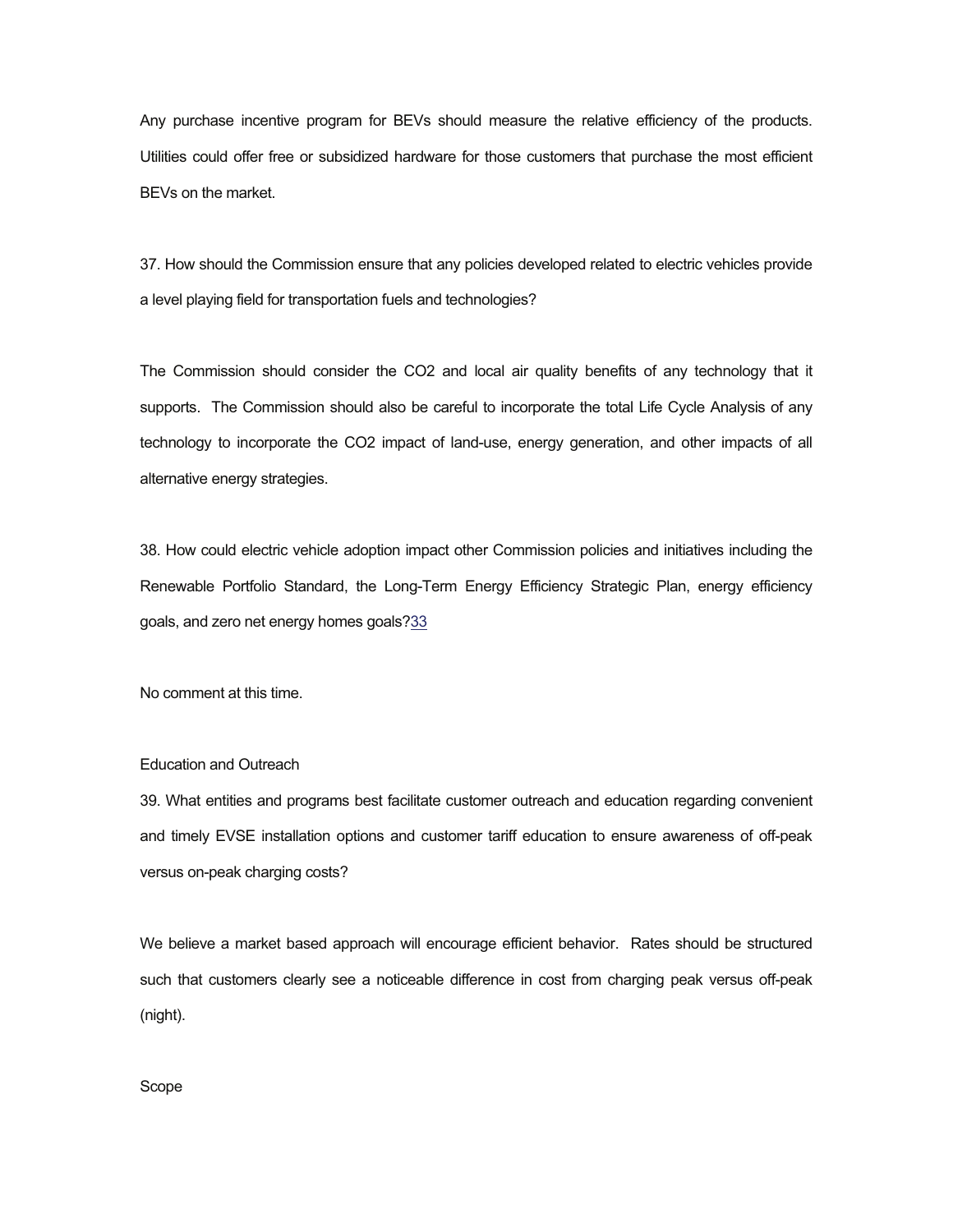Any purchase incentive program for BEVs should measure the relative efficiency of the products. Utilities could offer free or subsidized hardware for those customers that purchase the most efficient BEVs on the market.

37. How should the Commission ensure that any policies developed related to electric vehicles provide a level playing field for transportation fuels and technologies?

The Commission should consider the $CO_2$ and local air quality benefits of any technology that it supports. The Commission should also be careful to incorporate the total Life Cycle Analysis of any technology to incorporate the $CO_2$ impact of land-use, energy generation, and other impacts of all alternative energy strategies.

38. How could electric vehicle adoption impact other Commission policies and initiatives including the Renewable Portfolio Standard, the Long-Term Energy Efficiency Strategic Plan, energy efficiency goals, and zero net energy homes goals?[33]

No comment at this time.

## Education and Outreach

39. What entities and programs best facilitate customer outreach and education regarding convenient and timely EVSE installation options and customer tariff education to ensure awareness of off-peak versus on-peak charging costs?

We believe a market based approach will encourage efficient behavior. Rates should be structured such that customers clearly see a noticeable difference in cost from charging peak versus off-peak (night).

## Scope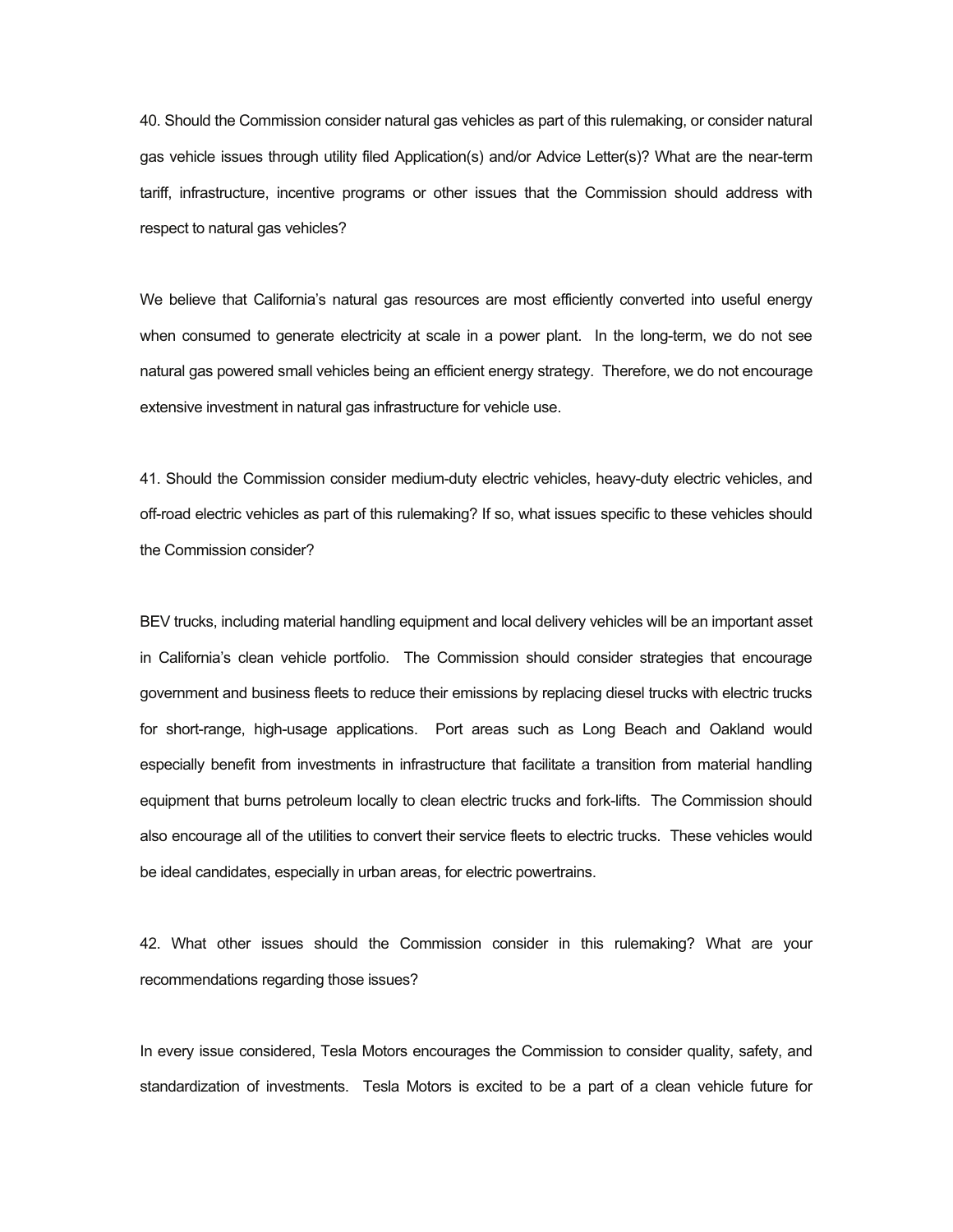40. Should the Commission consider natural gas vehicles as part of this rulemaking, or consider natural gas vehicle issues through utility filed Application(s) and/or Advice Letter(s)? What are the near-term tariff, infrastructure, incentive programs or other issues that the Commission should address with respect to natural gas vehicles?

We believe that California's natural gas resources are most efficiently converted into useful energy when consumed to generate electricity at scale in a power plant. In the long-term, we do not see natural gas powered small vehicles being an efficient energy strategy. Therefore, we do not encourage extensive investment in natural gas infrastructure for vehicle use.

41. Should the Commission consider medium-duty electric vehicles, heavy-duty electric vehicles, and off-road electric vehicles as part of this rulemaking? If so, what issues specific to these vehicles should the Commission consider?

BEV trucks, including material handling equipment and local delivery vehicles will be an important asset in California's clean vehicle portfolio. The Commission should consider strategies that encourage government and business fleets to reduce their emissions by replacing diesel trucks with electric trucks for short-range, high-usage applications. Port areas such as Long Beach and Oakland would especially benefit from investments in infrastructure that facilitate a transition from material handling equipment that burns petroleum locally to clean electric trucks and fork-lifts. The Commission should also encourage all of the utilities to convert their service fleets to electric trucks. These vehicles would be ideal candidates, especially in urban areas, for electric powertrains.

42. What other issues should the Commission consider in this rulemaking? What are your recommendations regarding those issues?

In every issue considered, Tesla Motors encourages the Commission to consider quality, safety, and standardization of investments. Tesla Motors is excited to be a part of a clean vehicle future for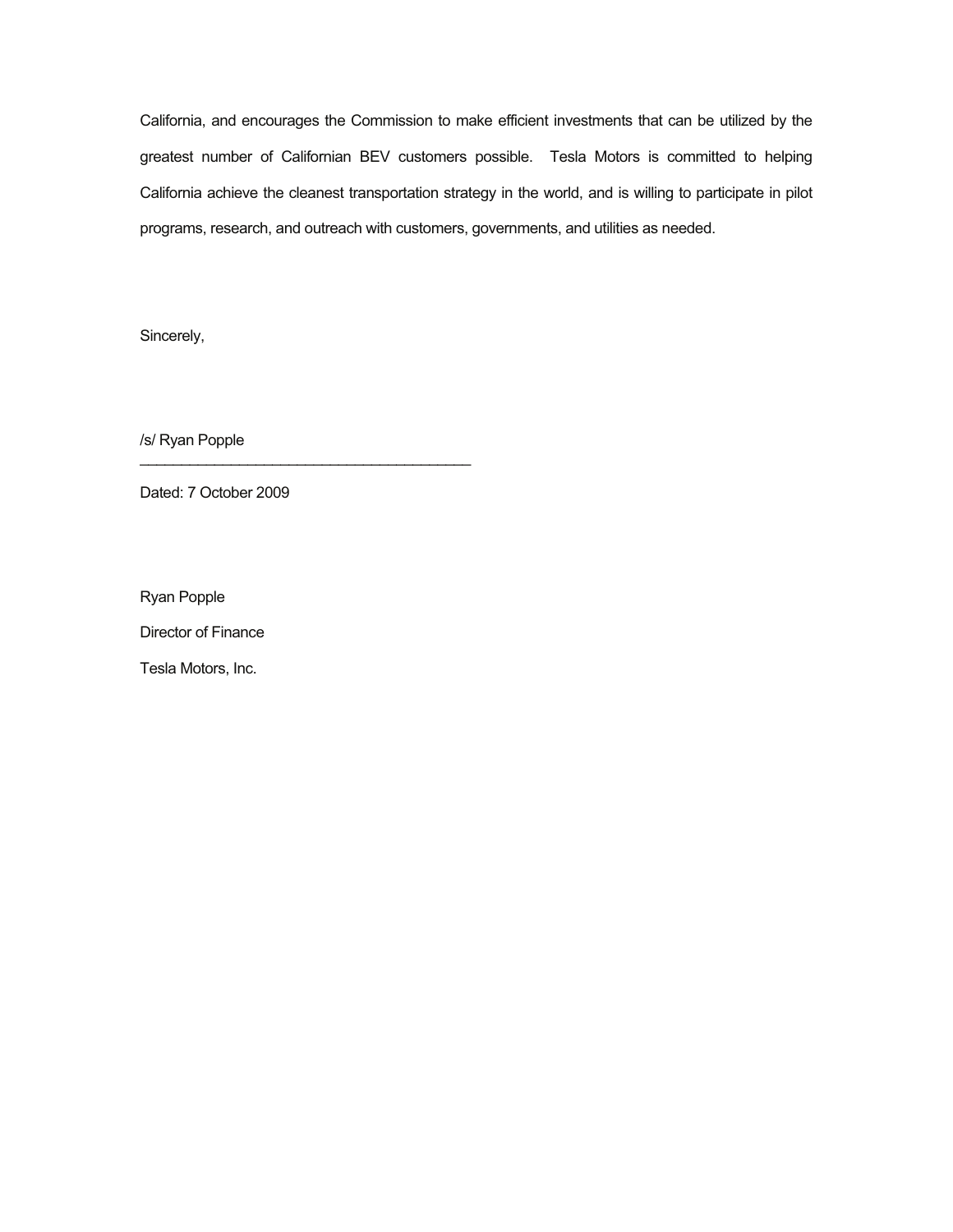California, and encourages the Commission to make efficient investments that can be utilized by the greatest number of Californian BEV customers possible. Tesla Motors is committed to helping California achieve the cleanest transportation strategy in the world, and is willing to participate in pilot programs, research, and outreach with customers, governments, and utilities as needed.

Sincerely,

/s/ Ryan Popple

______________________________________

Dated: 7 October 2009

Ryan Popple

Director of Finance

Tesla Motors, Inc.